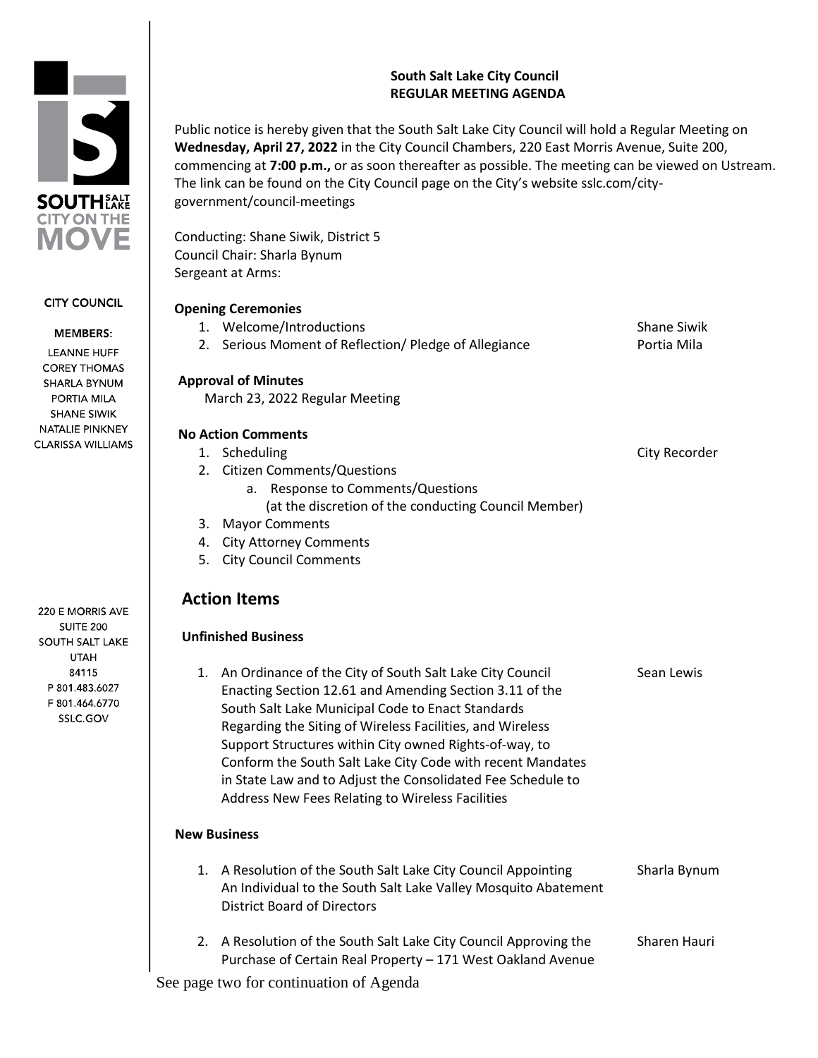SOUTH SALT LAKE
CITY ON THE MOVE

CITY COUNCIL

MEMBERS:

LEANNE HUFF
COREY THOMAS
SHARLA BYNUM
PORTIA MILA
SHANE SIWIK
NATALIE PINKNEY
CLARISSA WILLIAMS

220 E MORRIS AVE
SUITE 200
SOUTH SALT LAKE
UTAH
84115
P 801.483.6027
F 801.464.6770
SSLC.GOV

# South Salt Lake City Council
# REGULAR MEETING AGENDA

Public notice is hereby given that the South Salt Lake City Council will hold a Regular Meeting on **Wednesday, April 27, 2022** in the City Council Chambers, 220 East Morris Avenue, Suite 200, commencing at **7:00 p.m.,** or as soon thereafter as possible. The meeting can be viewed on Ustream. The link can be found on the City Council page on the City's website sslc.com/city-government/council-meetings

Conducting: Shane Siwik, District 5
Council Chair: Sharla Bynum
Sergeant at Arms:

**Opening Ceremonies**

1. Welcome/Introductions — Shane Siwik
2. Serious Moment of Reflection/ Pledge of Allegiance — Portia Mila

**Approval of Minutes**

March 23, 2022 Regular Meeting

**No Action Comments**

1. Scheduling — City Recorder
2. Citizen Comments/Questions
   a. Response to Comments/Questions
      (at the discretion of the conducting Council Member)
3. Mayor Comments
4. City Attorney Comments
5. City Council Comments

## Action Items

**Unfinished Business**

1. An Ordinance of the City of South Salt Lake City Council Enacting Section 12.61 and Amending Section 3.11 of the South Salt Lake Municipal Code to Enact Standards Regarding the Siting of Wireless Facilities, and Wireless Support Structures within City owned Rights-of-way, to Conform the South Salt Lake City Code with recent Mandates in State Law and to Adjust the Consolidated Fee Schedule to Address New Fees Relating to Wireless Facilities — Sean Lewis

**New Business**

1. A Resolution of the South Salt Lake City Council Appointing An Individual to the South Salt Lake Valley Mosquito Abatement District Board of Directors — Sharla Bynum

2. A Resolution of the South Salt Lake City Council Approving the Purchase of Certain Real Property – 171 West Oakland Avenue — Sharen Hauri

See page two for continuation of Agenda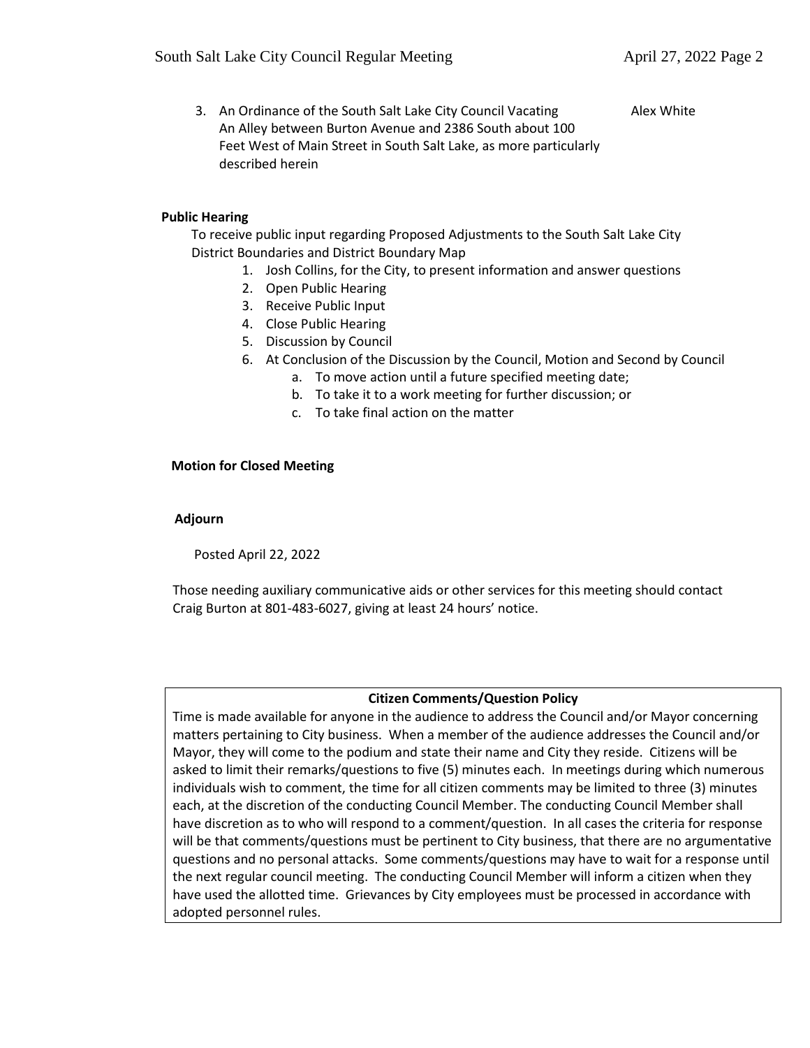3. An Ordinance of the South Salt Lake City Council Vacating An Alley between Burton Avenue and 2386 South about 100 Feet West of Main Street in South Salt Lake, as more particularly described herein — Alex White

**Public Hearing**

To receive public input regarding Proposed Adjustments to the South Salt Lake City District Boundaries and District Boundary Map

1. Josh Collins, for the City, to present information and answer questions
2. Open Public Hearing
3. Receive Public Input
4. Close Public Hearing
5. Discussion by Council
6. At Conclusion of the Discussion by the Council, Motion and Second by Council
   a. To move action until a future specified meeting date;
   b. To take it to a work meeting for further discussion; or
   c. To take final action on the matter

**Motion for Closed Meeting**

**Adjourn**

Posted April 22, 2022

Those needing auxiliary communicative aids or other services for this meeting should contact Craig Burton at 801-483-6027, giving at least 24 hours' notice.

**Citizen Comments/Question Policy**

Time is made available for anyone in the audience to address the Council and/or Mayor concerning matters pertaining to City business. When a member of the audience addresses the Council and/or Mayor, they will come to the podium and state their name and City they reside. Citizens will be asked to limit their remarks/questions to five (5) minutes each. In meetings during which numerous individuals wish to comment, the time for all citizen comments may be limited to three (3) minutes each, at the discretion of the conducting Council Member. The conducting Council Member shall have discretion as to who will respond to a comment/question. In all cases the criteria for response will be that comments/questions must be pertinent to City business, that there are no argumentative questions and no personal attacks. Some comments/questions may have to wait for a response until the next regular council meeting. The conducting Council Member will inform a citizen when they have used the allotted time. Grievances by City employees must be processed in accordance with adopted personnel rules.